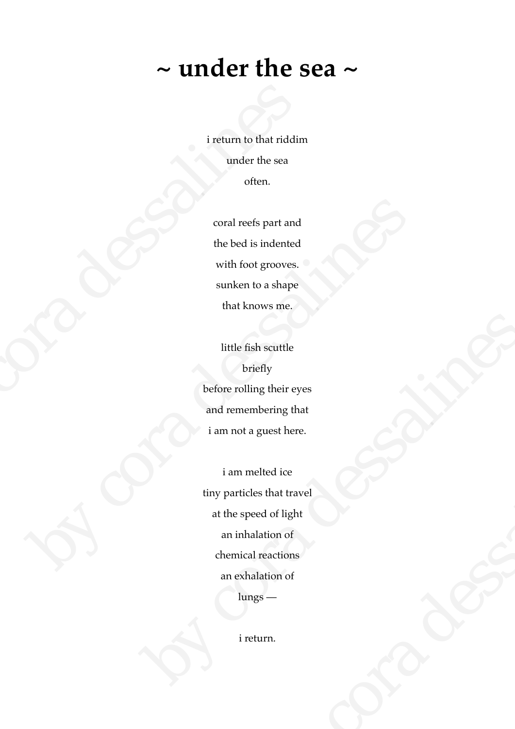# ~ under the sea ~

i return to that riddim
under the sea
often.

coral reefs part and
the bed is indented
with foot grooves.
sunken to a shape
that knows me.

little fish scuttle
briefly
before rolling their eyes
and remembering that
i am not a guest here.

i am melted ice
tiny particles that travel
at the speed of light
an inhalation of
chemical reactions
an exhalation of
lungs —

i return.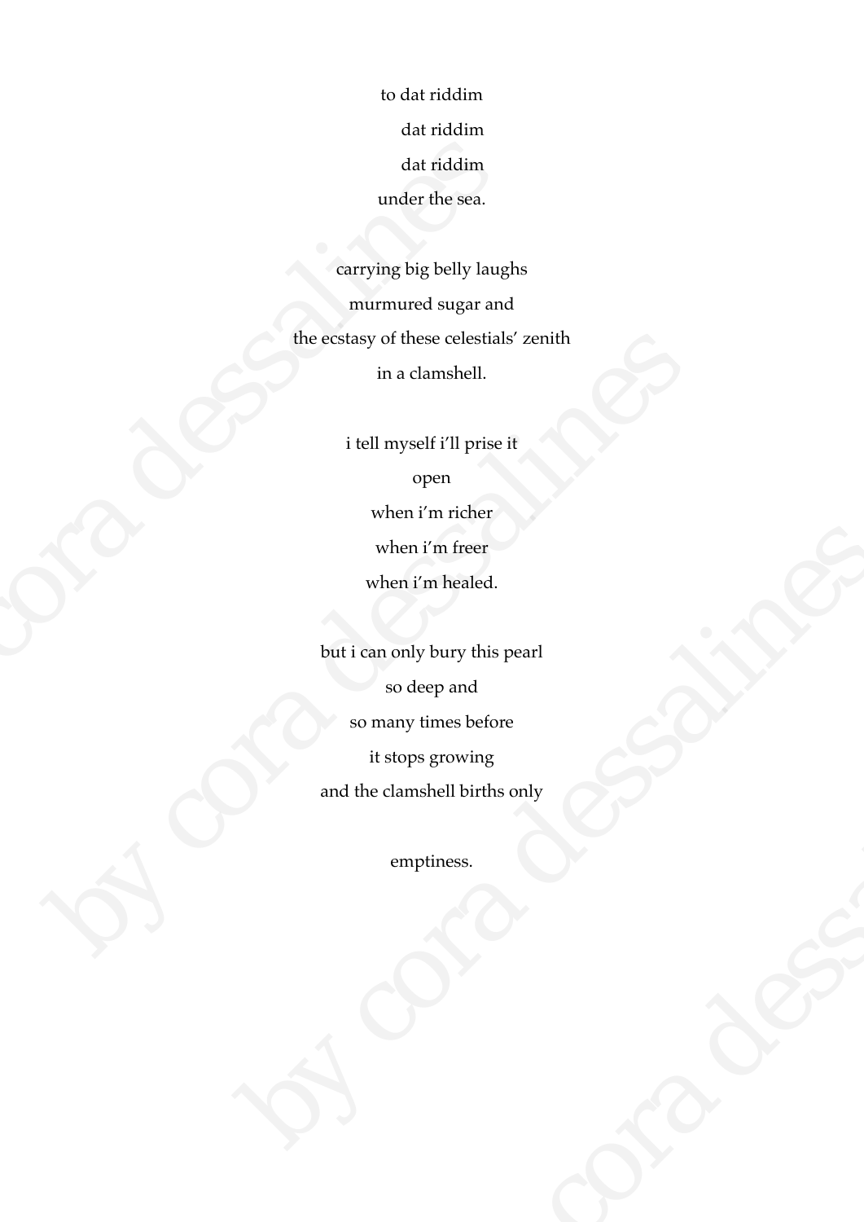to dat riddim

dat riddim

dat riddim

under the sea.

carrying big belly laughs

murmured sugar and

the ecstasy of these celestials' zenith

in a clamshell.

i tell myself i'll prise it

open

when i'm richer

when i'm freer

when i'm healed.

but i can only bury this pearl

so deep and

so many times before

it stops growing

and the clamshell births only

emptiness.